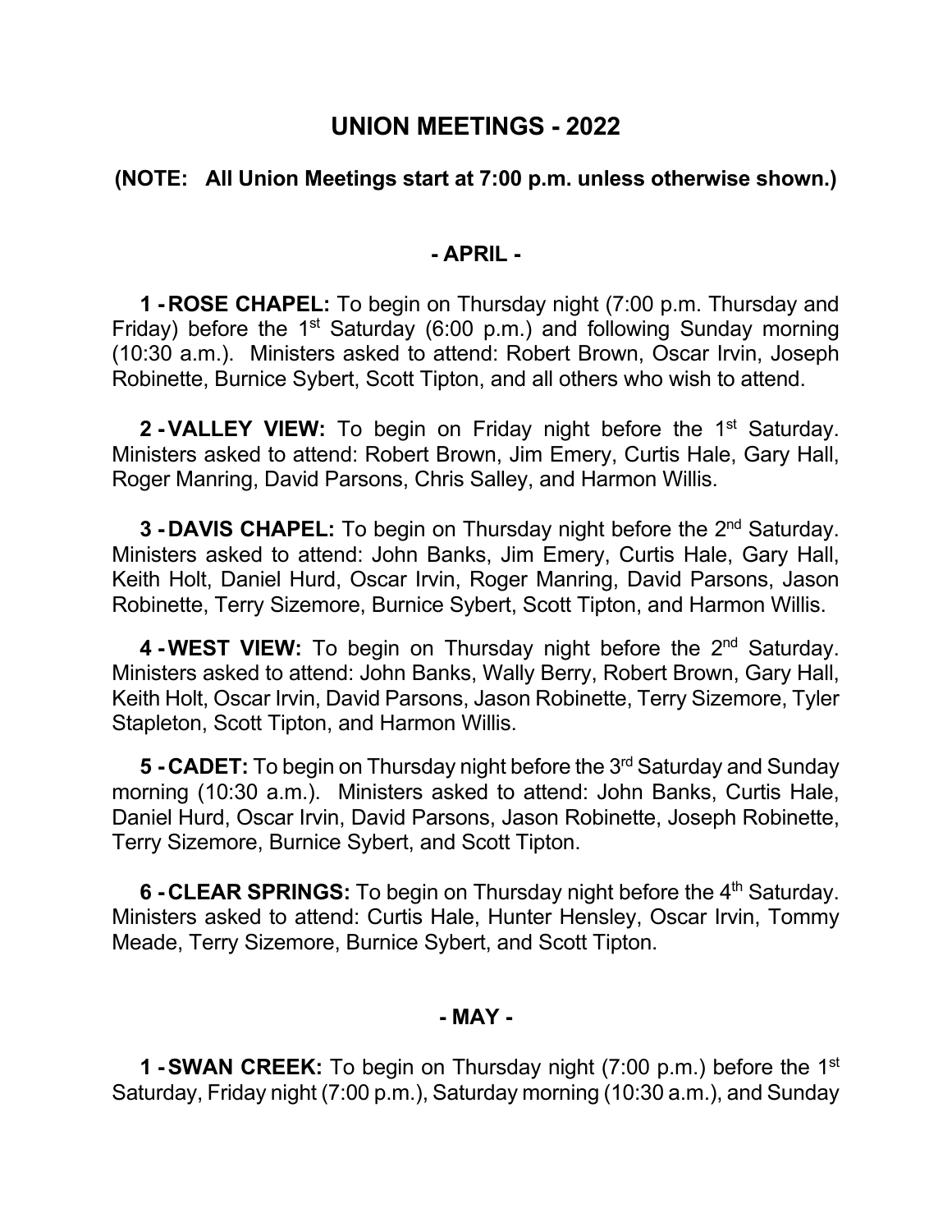# UNION MEETINGS - 2022

**(NOTE: All Union Meetings start at 7:00 p.m. unless otherwise shown.)**

## - APRIL -

**1 - ROSE CHAPEL:** To begin on Thursday night (7:00 p.m. Thursday and Friday) before the 1st Saturday (6:00 p.m.) and following Sunday morning (10:30 a.m.). Ministers asked to attend: Robert Brown, Oscar Irvin, Joseph Robinette, Burnice Sybert, Scott Tipton, and all others who wish to attend.

**2 - VALLEY VIEW:** To begin on Friday night before the 1st Saturday. Ministers asked to attend: Robert Brown, Jim Emery, Curtis Hale, Gary Hall, Roger Manring, David Parsons, Chris Salley, and Harmon Willis.

**3 - DAVIS CHAPEL:** To begin on Thursday night before the 2nd Saturday. Ministers asked to attend: John Banks, Jim Emery, Curtis Hale, Gary Hall, Keith Holt, Daniel Hurd, Oscar Irvin, Roger Manring, David Parsons, Jason Robinette, Terry Sizemore, Burnice Sybert, Scott Tipton, and Harmon Willis.

**4 - WEST VIEW:** To begin on Thursday night before the 2nd Saturday. Ministers asked to attend: John Banks, Wally Berry, Robert Brown, Gary Hall, Keith Holt, Oscar Irvin, David Parsons, Jason Robinette, Terry Sizemore, Tyler Stapleton, Scott Tipton, and Harmon Willis.

**5 - CADET:** To begin on Thursday night before the 3rd Saturday and Sunday morning (10:30 a.m.). Ministers asked to attend: John Banks, Curtis Hale, Daniel Hurd, Oscar Irvin, David Parsons, Jason Robinette, Joseph Robinette, Terry Sizemore, Burnice Sybert, and Scott Tipton.

**6 - CLEAR SPRINGS:** To begin on Thursday night before the 4th Saturday. Ministers asked to attend: Curtis Hale, Hunter Hensley, Oscar Irvin, Tommy Meade, Terry Sizemore, Burnice Sybert, and Scott Tipton.

## - MAY -

**1 - SWAN CREEK:** To begin on Thursday night (7:00 p.m.) before the 1st Saturday, Friday night (7:00 p.m.), Saturday morning (10:30 a.m.), and Sunday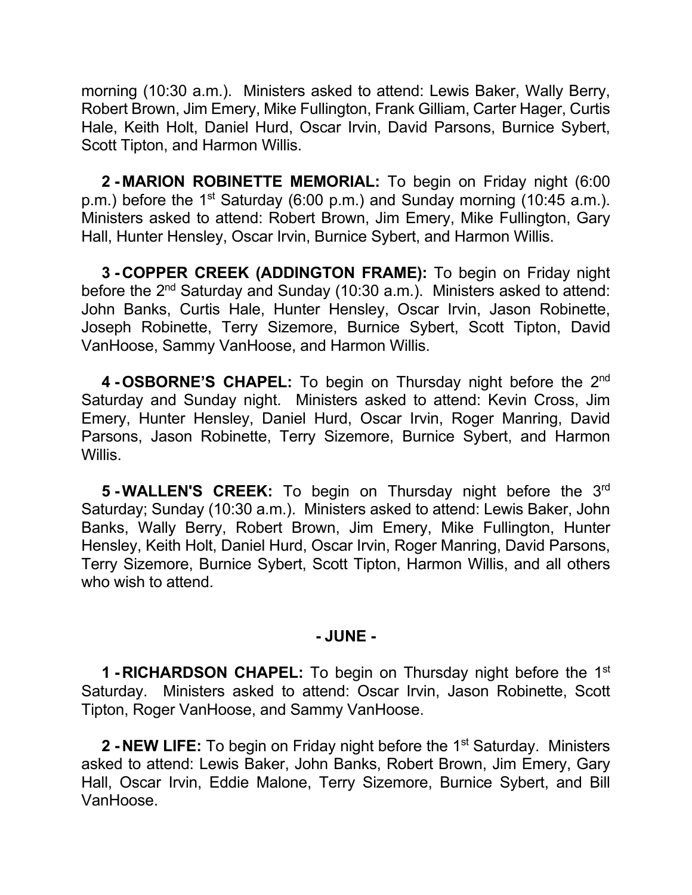morning (10:30 a.m.). Ministers asked to attend: Lewis Baker, Wally Berry, Robert Brown, Jim Emery, Mike Fullington, Frank Gilliam, Carter Hager, Curtis Hale, Keith Holt, Daniel Hurd, Oscar Irvin, David Parsons, Burnice Sybert, Scott Tipton, and Harmon Willis.

**2 - MARION ROBINETTE MEMORIAL:** To begin on Friday night (6:00 p.m.) before the 1st Saturday (6:00 p.m.) and Sunday morning (10:45 a.m.). Ministers asked to attend: Robert Brown, Jim Emery, Mike Fullington, Gary Hall, Hunter Hensley, Oscar Irvin, Burnice Sybert, and Harmon Willis.

**3 - COPPER CREEK (ADDINGTON FRAME):** To begin on Friday night before the 2nd Saturday and Sunday (10:30 a.m.). Ministers asked to attend: John Banks, Curtis Hale, Hunter Hensley, Oscar Irvin, Jason Robinette, Joseph Robinette, Terry Sizemore, Burnice Sybert, Scott Tipton, David VanHoose, Sammy VanHoose, and Harmon Willis.

**4 - OSBORNE'S CHAPEL:** To begin on Thursday night before the 2nd Saturday and Sunday night. Ministers asked to attend: Kevin Cross, Jim Emery, Hunter Hensley, Daniel Hurd, Oscar Irvin, Roger Manring, David Parsons, Jason Robinette, Terry Sizemore, Burnice Sybert, and Harmon Willis.

**5 - WALLEN'S CREEK:** To begin on Thursday night before the 3rd Saturday; Sunday (10:30 a.m.). Ministers asked to attend: Lewis Baker, John Banks, Wally Berry, Robert Brown, Jim Emery, Mike Fullington, Hunter Hensley, Keith Holt, Daniel Hurd, Oscar Irvin, Roger Manring, David Parsons, Terry Sizemore, Burnice Sybert, Scott Tipton, Harmon Willis, and all others who wish to attend.

## - JUNE -

**1 - RICHARDSON CHAPEL:** To begin on Thursday night before the 1st Saturday. Ministers asked to attend: Oscar Irvin, Jason Robinette, Scott Tipton, Roger VanHoose, and Sammy VanHoose.

**2 - NEW LIFE:** To begin on Friday night before the 1st Saturday. Ministers asked to attend: Lewis Baker, John Banks, Robert Brown, Jim Emery, Gary Hall, Oscar Irvin, Eddie Malone, Terry Sizemore, Burnice Sybert, and Bill VanHoose.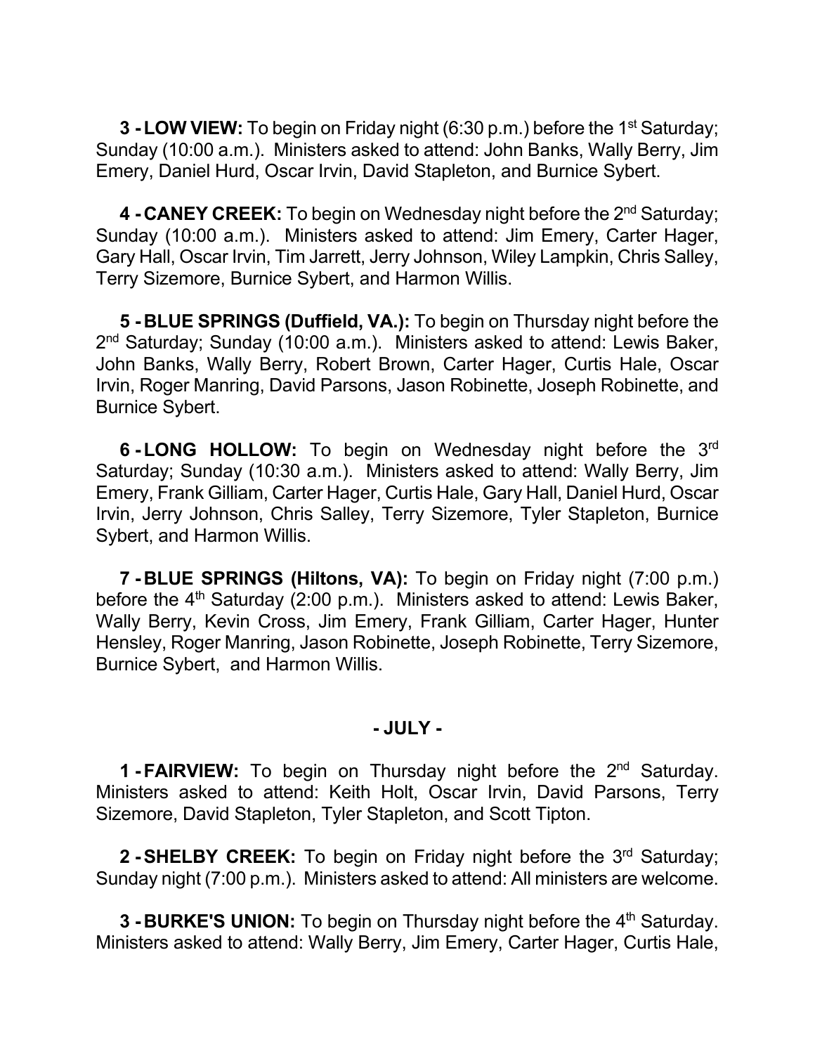**3 - LOW VIEW:** To begin on Friday night (6:30 p.m.) before the 1st Saturday; Sunday (10:00 a.m.). Ministers asked to attend: John Banks, Wally Berry, Jim Emery, Daniel Hurd, Oscar Irvin, David Stapleton, and Burnice Sybert.

**4 - CANEY CREEK:** To begin on Wednesday night before the 2nd Saturday; Sunday (10:00 a.m.). Ministers asked to attend: Jim Emery, Carter Hager, Gary Hall, Oscar Irvin, Tim Jarrett, Jerry Johnson, Wiley Lampkin, Chris Salley, Terry Sizemore, Burnice Sybert, and Harmon Willis.

**5 - BLUE SPRINGS (Duffield, VA.):** To begin on Thursday night before the 2nd Saturday; Sunday (10:00 a.m.). Ministers asked to attend: Lewis Baker, John Banks, Wally Berry, Robert Brown, Carter Hager, Curtis Hale, Oscar Irvin, Roger Manring, David Parsons, Jason Robinette, Joseph Robinette, and Burnice Sybert.

**6 - LONG HOLLOW:** To begin on Wednesday night before the 3rd Saturday; Sunday (10:30 a.m.). Ministers asked to attend: Wally Berry, Jim Emery, Frank Gilliam, Carter Hager, Curtis Hale, Gary Hall, Daniel Hurd, Oscar Irvin, Jerry Johnson, Chris Salley, Terry Sizemore, Tyler Stapleton, Burnice Sybert, and Harmon Willis.

**7 - BLUE SPRINGS (Hiltons, VA):** To begin on Friday night (7:00 p.m.) before the 4th Saturday (2:00 p.m.). Ministers asked to attend: Lewis Baker, Wally Berry, Kevin Cross, Jim Emery, Frank Gilliam, Carter Hager, Hunter Hensley, Roger Manring, Jason Robinette, Joseph Robinette, Terry Sizemore, Burnice Sybert, and Harmon Willis.

## - JULY -

**1 - FAIRVIEW:** To begin on Thursday night before the 2nd Saturday. Ministers asked to attend: Keith Holt, Oscar Irvin, David Parsons, Terry Sizemore, David Stapleton, Tyler Stapleton, and Scott Tipton.

**2 - SHELBY CREEK:** To begin on Friday night before the 3rd Saturday; Sunday night (7:00 p.m.). Ministers asked to attend: All ministers are welcome.

**3 - BURKE'S UNION:** To begin on Thursday night before the 4th Saturday. Ministers asked to attend: Wally Berry, Jim Emery, Carter Hager, Curtis Hale,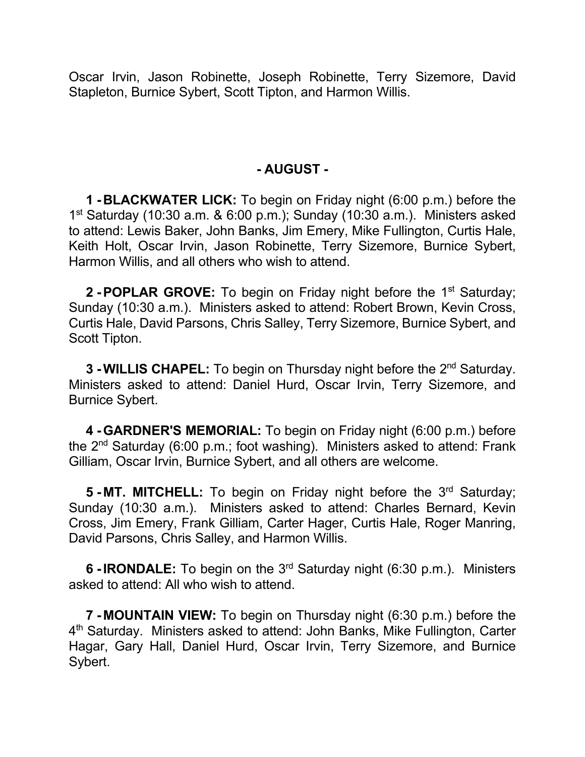Oscar Irvin, Jason Robinette, Joseph Robinette, Terry Sizemore, David Stapleton, Burnice Sybert, Scott Tipton, and Harmon Willis.

## - AUGUST -

**1 - BLACKWATER LICK:** To begin on Friday night (6:00 p.m.) before the 1st Saturday (10:30 a.m. & 6:00 p.m.); Sunday (10:30 a.m.). Ministers asked to attend: Lewis Baker, John Banks, Jim Emery, Mike Fullington, Curtis Hale, Keith Holt, Oscar Irvin, Jason Robinette, Terry Sizemore, Burnice Sybert, Harmon Willis, and all others who wish to attend.

**2 - POPLAR GROVE:** To begin on Friday night before the 1st Saturday; Sunday (10:30 a.m.). Ministers asked to attend: Robert Brown, Kevin Cross, Curtis Hale, David Parsons, Chris Salley, Terry Sizemore, Burnice Sybert, and Scott Tipton.

**3 - WILLIS CHAPEL:** To begin on Thursday night before the 2nd Saturday. Ministers asked to attend: Daniel Hurd, Oscar Irvin, Terry Sizemore, and Burnice Sybert.

**4 - GARDNER'S MEMORIAL:** To begin on Friday night (6:00 p.m.) before the 2nd Saturday (6:00 p.m.; foot washing). Ministers asked to attend: Frank Gilliam, Oscar Irvin, Burnice Sybert, and all others are welcome.

**5 - MT. MITCHELL:** To begin on Friday night before the 3rd Saturday; Sunday (10:30 a.m.). Ministers asked to attend: Charles Bernard, Kevin Cross, Jim Emery, Frank Gilliam, Carter Hager, Curtis Hale, Roger Manring, David Parsons, Chris Salley, and Harmon Willis.

**6 - IRONDALE:** To begin on the 3rd Saturday night (6:30 p.m.). Ministers asked to attend: All who wish to attend.

**7 - MOUNTAIN VIEW:** To begin on Thursday night (6:30 p.m.) before the 4th Saturday. Ministers asked to attend: John Banks, Mike Fullington, Carter Hagar, Gary Hall, Daniel Hurd, Oscar Irvin, Terry Sizemore, and Burnice Sybert.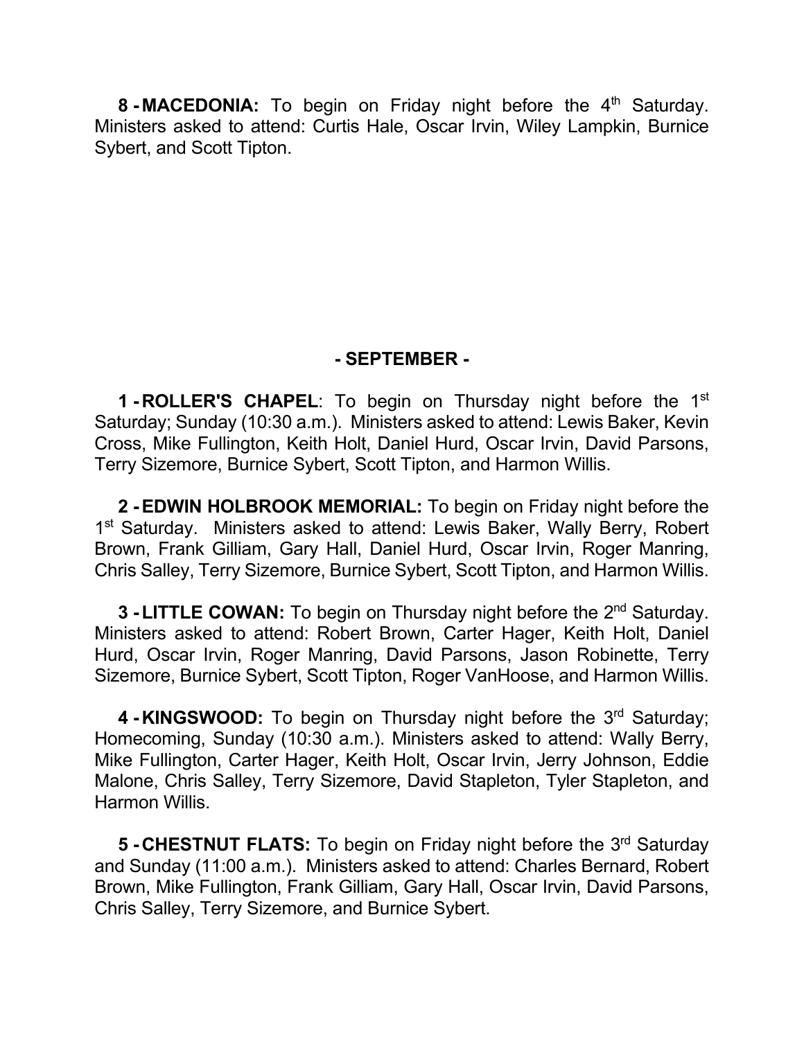**8 - MACEDONIA:** To begin on Friday night before the 4th Saturday. Ministers asked to attend: Curtis Hale, Oscar Irvin, Wiley Lampkin, Burnice Sybert, and Scott Tipton.

## - SEPTEMBER -

**1 - ROLLER'S CHAPEL**: To begin on Thursday night before the 1st Saturday; Sunday (10:30 a.m.). Ministers asked to attend: Lewis Baker, Kevin Cross, Mike Fullington, Keith Holt, Daniel Hurd, Oscar Irvin, David Parsons, Terry Sizemore, Burnice Sybert, Scott Tipton, and Harmon Willis.

**2 - EDWIN HOLBROOK MEMORIAL:** To begin on Friday night before the 1st Saturday. Ministers asked to attend: Lewis Baker, Wally Berry, Robert Brown, Frank Gilliam, Gary Hall, Daniel Hurd, Oscar Irvin, Roger Manring, Chris Salley, Terry Sizemore, Burnice Sybert, Scott Tipton, and Harmon Willis.

**3 - LITTLE COWAN:** To begin on Thursday night before the 2nd Saturday. Ministers asked to attend: Robert Brown, Carter Hager, Keith Holt, Daniel Hurd, Oscar Irvin, Roger Manring, David Parsons, Jason Robinette, Terry Sizemore, Burnice Sybert, Scott Tipton, Roger VanHoose, and Harmon Willis.

**4 - KINGSWOOD:** To begin on Thursday night before the 3rd Saturday; Homecoming, Sunday (10:30 a.m.). Ministers asked to attend: Wally Berry, Mike Fullington, Carter Hager, Keith Holt, Oscar Irvin, Jerry Johnson, Eddie Malone, Chris Salley, Terry Sizemore, David Stapleton, Tyler Stapleton, and Harmon Willis.

**5 - CHESTNUT FLATS:** To begin on Friday night before the 3rd Saturday and Sunday (11:00 a.m.). Ministers asked to attend: Charles Bernard, Robert Brown, Mike Fullington, Frank Gilliam, Gary Hall, Oscar Irvin, David Parsons, Chris Salley, Terry Sizemore, and Burnice Sybert.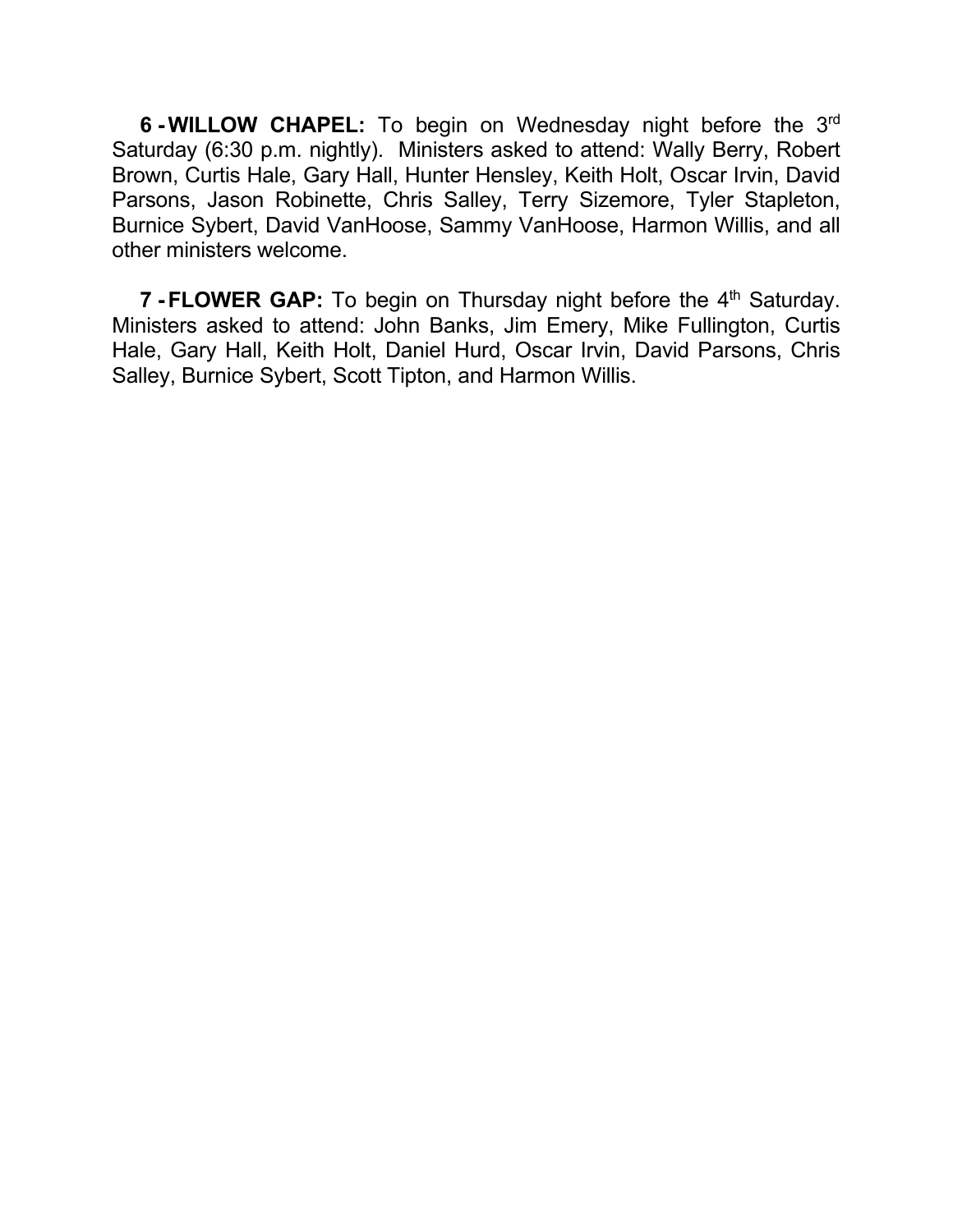**6 - WILLOW CHAPEL:** To begin on Wednesday night before the 3rd Saturday (6:30 p.m. nightly). Ministers asked to attend: Wally Berry, Robert Brown, Curtis Hale, Gary Hall, Hunter Hensley, Keith Holt, Oscar Irvin, David Parsons, Jason Robinette, Chris Salley, Terry Sizemore, Tyler Stapleton, Burnice Sybert, David VanHoose, Sammy VanHoose, Harmon Willis, and all other ministers welcome.

**7 - FLOWER GAP:** To begin on Thursday night before the 4th Saturday. Ministers asked to attend: John Banks, Jim Emery, Mike Fullington, Curtis Hale, Gary Hall, Keith Holt, Daniel Hurd, Oscar Irvin, David Parsons, Chris Salley, Burnice Sybert, Scott Tipton, and Harmon Willis.